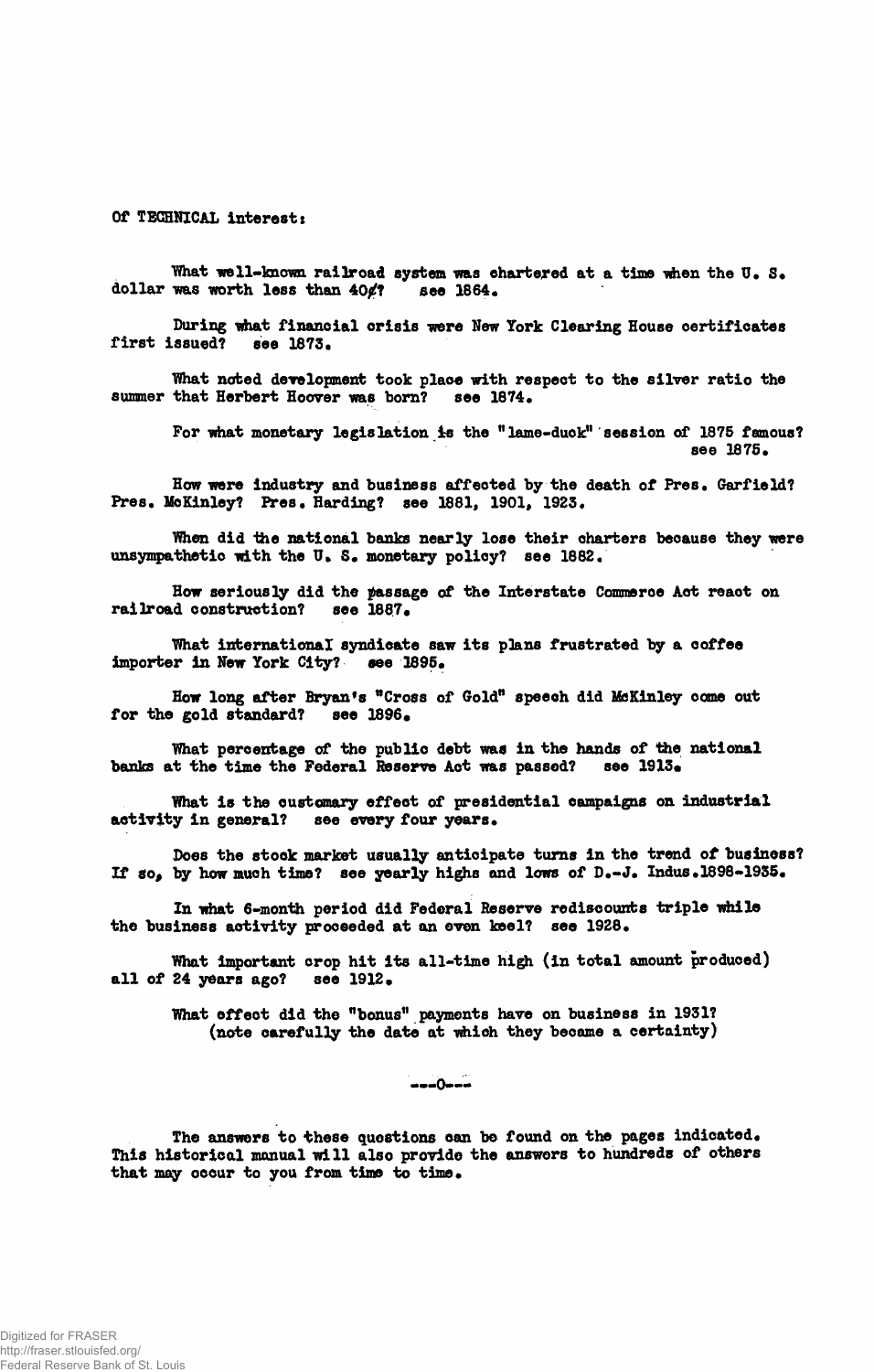Of TECHNICAL interest:

What well-known railroad system was chartered at a time when the U. S. dollar was worth less than 40¢? see 1864.

During what financial crisis were New York Clearing House certificates first issued? see 1873.

What noted development took place with respect to the silver ratio the summer that Herbert Hoover was born? see 1874.

For what monetary legislation is the "lame-duck" session of 1875 famous? see 1875.

How were industry and business affected by the death of Pres. Garfield? Pres. McKinley? Pres. Harding? see 1881, 1901, 1923.

When did the national banks nearly lose their charters because they were unsympathetic with the U. S. monetary policy? see 1882.

How seriously did the passage of the Interstate Commerce Act react on railroad construction? see 1887.

What international syndicate saw its plans frustrated by a coffee importer in New York City? see 1895.

How long after Bryan's "Cross of Gold" speech did McKinley come out for the gold standard? see 1896.

What percentage of the public debt was in the hands of the national banks at the time the Federal Reserve Act was passed? see 1913.

What is the customary effect of presidential campaigns on industrial activity in general? see every four years.

Does the stock market usually anticipate turns in the trend of business? If so, by how much time? see yearly highs and lows of D.-J. Indus.1898-1935.

In what 6-month period did Federal Reserve rediscounts triple while the business activity proceeded at an even keel? see 1928.

What important crop hit its all-time high (in total amount produced) all of 24 years ago? see 1912.

What effect did the "bonus" payments have on business in 1931? (note carefully the date at which they became a certainty)

---0---

The answers to these questions can be found on the pages indicated. This historical manual will also provide the answers to hundreds of others that may occur to you from time to time.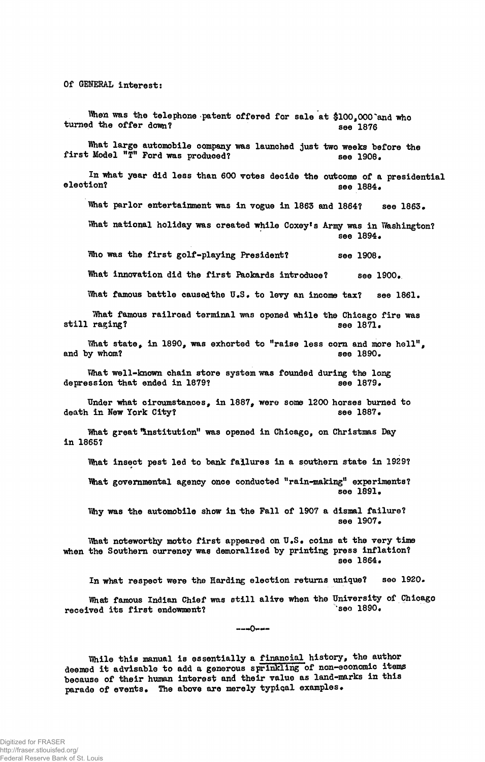Of GENERAL interest:

When was the telephone patent offered for sale at $100,000 and who turned the offer down? see 1876

What large automobile company was launched just two weeks before the first Model "T" Ford was produced? see 1908.

In what year did less than 600 votes decide the outcome of a presidential election? see 1884.

What parlor entertainment was in vogue in 1863 and 1864? see 1863.

What national holiday was created while Coxey's Army was in Washington? see 1894.

Who was the first golf-playing President? see 1908.

What innovation did the first Packards introduce? see 1900.

What famous battle causedthe U.S. to levy an income tax? see 1861.

What famous railroad terminal was opened while the Chicago fire was still raging? see 1871.

What state, in 1890, was exhorted to "raise less corn and more hell", and by whom? see 1890.

What well-known chain store system was founded during the long depression that ended in 1879? see 1879.

Under what circumstances, in 1887, were some 1200 horses burned to death in New York City? see 1887.

What great "institution" was opened in Chicago, on Christmas Day in 1865?

What insect pest led to bank failures in a southern state in 1929?

What governmental agency once conducted "rain-making" experiments? see 1891.

Why was the automobile show in the Fall of 1907 a dismal failure? see 1907.

What noteworthy motto first appeared on U.S. coins at the very time when the Southern currency was demoralized by printing press inflation? see 1864.

In what respect were the Harding election returns unique? see 1920.

What famous Indian Chief was still alive when the University of Chicago received its first endowment? see 1890.

---0---

While this manual is essentially a financial history, the author deemed it advisable to add a generous sprinkling of non-economic items because of their human interest and their value as land-marks in this parade of events. The above are merely typical examples.